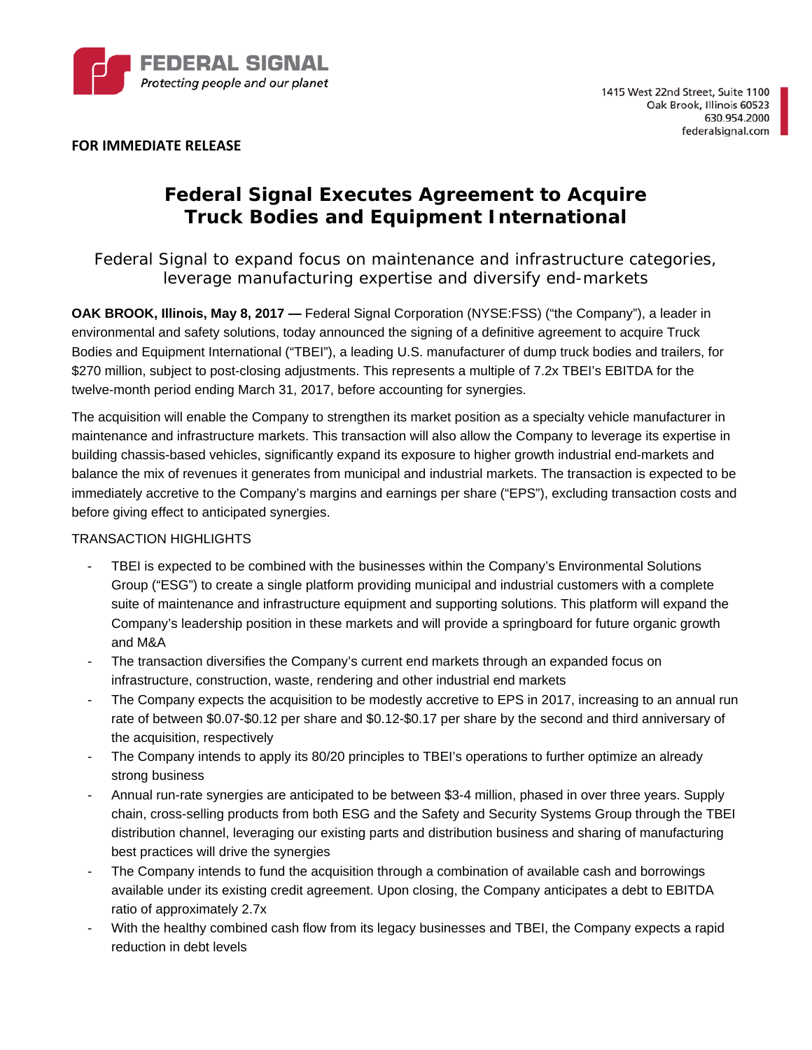**FEDERAL SIGNAL**
*Protecting people and our planet*

1415 West 22nd Street, Suite 1100
Oak Brook, Illinois 60523
630.954.2000
federalsignal.com

**FOR IMMEDIATE RELEASE**

# Federal Signal Executes Agreement to Acquire Truck Bodies and Equipment International

## Federal Signal to expand focus on maintenance and infrastructure categories, leverage manufacturing expertise and diversify end-markets

**OAK BROOK, Illinois, May 8, 2017 —** Federal Signal Corporation (NYSE:FSS) ("the Company"), a leader in environmental and safety solutions, today announced the signing of a definitive agreement to acquire Truck Bodies and Equipment International ("TBEI"), a leading U.S. manufacturer of dump truck bodies and trailers, for $270 million, subject to post-closing adjustments. This represents a multiple of 7.2x TBEI's EBITDA for the twelve-month period ending March 31, 2017, before accounting for synergies.

The acquisition will enable the Company to strengthen its market position as a specialty vehicle manufacturer in maintenance and infrastructure markets. This transaction will also allow the Company to leverage its expertise in building chassis-based vehicles, significantly expand its exposure to higher growth industrial end-markets and balance the mix of revenues it generates from municipal and industrial markets. The transaction is expected to be immediately accretive to the Company's margins and earnings per share ("EPS"), excluding transaction costs and before giving effect to anticipated synergies.

TRANSACTION HIGHLIGHTS

- TBEI is expected to be combined with the businesses within the Company's Environmental Solutions Group ("ESG") to create a single platform providing municipal and industrial customers with a complete suite of maintenance and infrastructure equipment and supporting solutions. This platform will expand the Company's leadership position in these markets and will provide a springboard for future organic growth and M&A
- The transaction diversifies the Company's current end markets through an expanded focus on infrastructure, construction, waste, rendering and other industrial end markets
- The Company expects the acquisition to be modestly accretive to EPS in 2017, increasing to an annual run rate of between $0.07-$0.12 per share and $0.12-$0.17 per share by the second and third anniversary of the acquisition, respectively
- The Company intends to apply its 80/20 principles to TBEI's operations to further optimize an already strong business
- Annual run-rate synergies are anticipated to be between $3-4 million, phased in over three years. Supply chain, cross-selling products from both ESG and the Safety and Security Systems Group through the TBEI distribution channel, leveraging our existing parts and distribution business and sharing of manufacturing best practices will drive the synergies
- The Company intends to fund the acquisition through a combination of available cash and borrowings available under its existing credit agreement. Upon closing, the Company anticipates a debt to EBITDA ratio of approximately 2.7x
- With the healthy combined cash flow from its legacy businesses and TBEI, the Company expects a rapid reduction in debt levels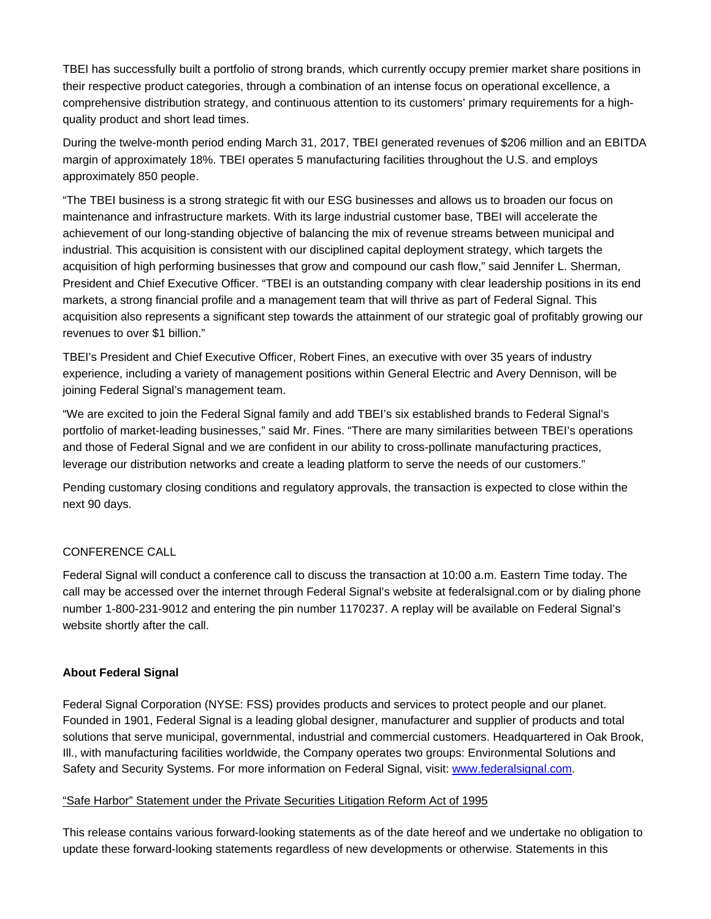TBEI has successfully built a portfolio of strong brands, which currently occupy premier market share positions in their respective product categories, through a combination of an intense focus on operational excellence, a comprehensive distribution strategy, and continuous attention to its customers' primary requirements for a high-quality product and short lead times.

During the twelve-month period ending March 31, 2017, TBEI generated revenues of $206 million and an EBITDA margin of approximately 18%. TBEI operates 5 manufacturing facilities throughout the U.S. and employs approximately 850 people.

"The TBEI business is a strong strategic fit with our ESG businesses and allows us to broaden our focus on maintenance and infrastructure markets. With its large industrial customer base, TBEI will accelerate the achievement of our long-standing objective of balancing the mix of revenue streams between municipal and industrial. This acquisition is consistent with our disciplined capital deployment strategy, which targets the acquisition of high performing businesses that grow and compound our cash flow," said Jennifer L. Sherman, President and Chief Executive Officer. "TBEI is an outstanding company with clear leadership positions in its end markets, a strong financial profile and a management team that will thrive as part of Federal Signal. This acquisition also represents a significant step towards the attainment of our strategic goal of profitably growing our revenues to over $1 billion."

TBEI's President and Chief Executive Officer, Robert Fines, an executive with over 35 years of industry experience, including a variety of management positions within General Electric and Avery Dennison, will be joining Federal Signal's management team.

"We are excited to join the Federal Signal family and add TBEI's six established brands to Federal Signal's portfolio of market-leading businesses," said Mr. Fines. "There are many similarities between TBEI's operations and those of Federal Signal and we are confident in our ability to cross-pollinate manufacturing practices, leverage our distribution networks and create a leading platform to serve the needs of our customers."

Pending customary closing conditions and regulatory approvals, the transaction is expected to close within the next 90 days.

CONFERENCE CALL

Federal Signal will conduct a conference call to discuss the transaction at 10:00 a.m. Eastern Time today. The call may be accessed over the internet through Federal Signal's website at federalsignal.com or by dialing phone number 1-800-231-9012 and entering the pin number 1170237. A replay will be available on Federal Signal's website shortly after the call.

**About Federal Signal**

Federal Signal Corporation (NYSE: FSS) provides products and services to protect people and our planet. Founded in 1901, Federal Signal is a leading global designer, manufacturer and supplier of products and total solutions that serve municipal, governmental, industrial and commercial customers. Headquartered in Oak Brook, Ill., with manufacturing facilities worldwide, the Company operates two groups: Environmental Solutions and Safety and Security Systems. For more information on Federal Signal, visit: [www.federalsignal.com](http://www.federalsignal.com).

"Safe Harbor" Statement under the Private Securities Litigation Reform Act of 1995

This release contains various forward-looking statements as of the date hereof and we undertake no obligation to update these forward-looking statements regardless of new developments or otherwise. Statements in this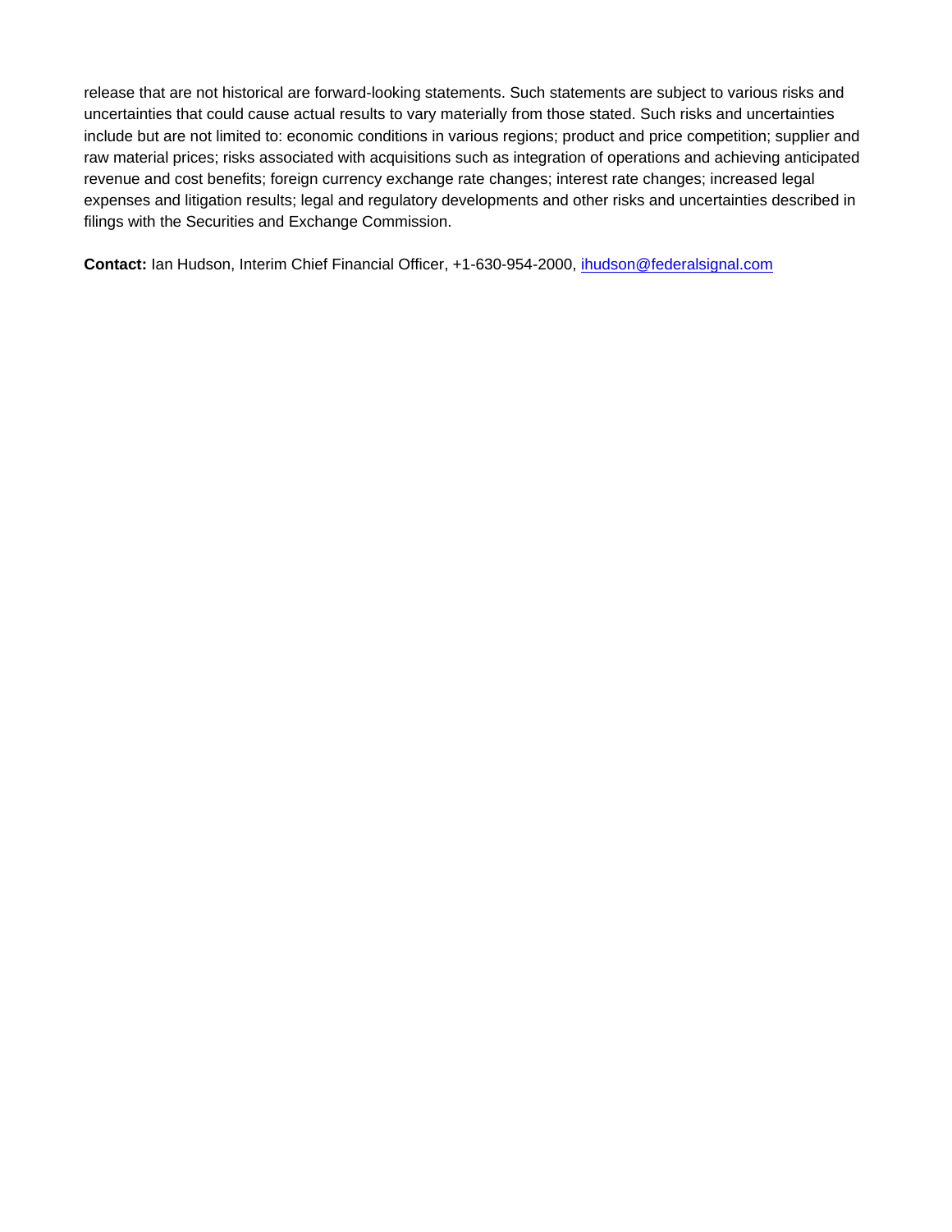release that are not historical are forward-looking statements. Such statements are subject to various risks and uncertainties that could cause actual results to vary materially from those stated. Such risks and uncertainties include but are not limited to: economic conditions in various regions; product and price competition; supplier and raw material prices; risks associated with acquisitions such as integration of operations and achieving anticipated revenue and cost benefits; foreign currency exchange rate changes; interest rate changes; increased legal expenses and litigation results; legal and regulatory developments and other risks and uncertainties described in filings with the Securities and Exchange Commission.

**Contact:** Ian Hudson, Interim Chief Financial Officer, +1-630-954-2000, ihudson@federalsignal.com